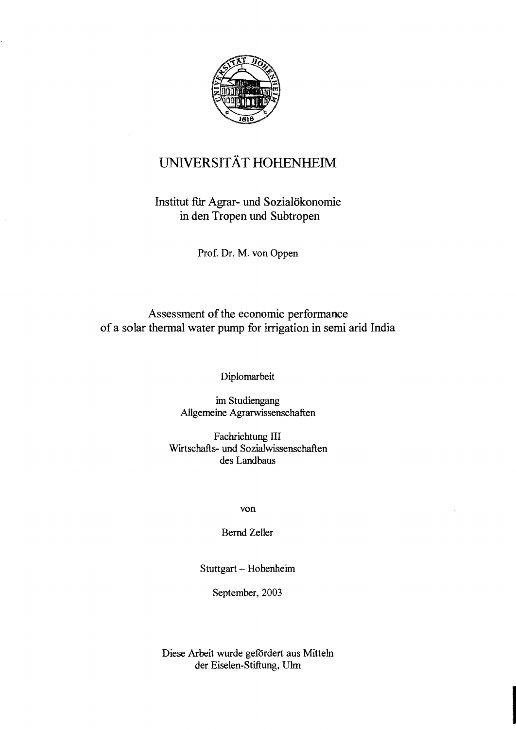# UNIVERSITÄT HOHENHEIM

Institut für Agrar- und Sozialökonomie
in den Tropen und Subtropen

Prof. Dr. M. von Oppen

## Assessment of the economic performance of a solar thermal water pump for irrigation in semi arid India

Diplomarbeit

im Studiengang
Allgemeine Agrarwissenschaften

Fachrichtung III
Wirtschafts- und Sozialwissenschaften
des Landbaus

von

Bernd Zeller

Stuttgart – Hohenheim

September, 2003

Diese Arbeit wurde gefördert aus Mitteln
der Eiselen-Stiftung, Ulm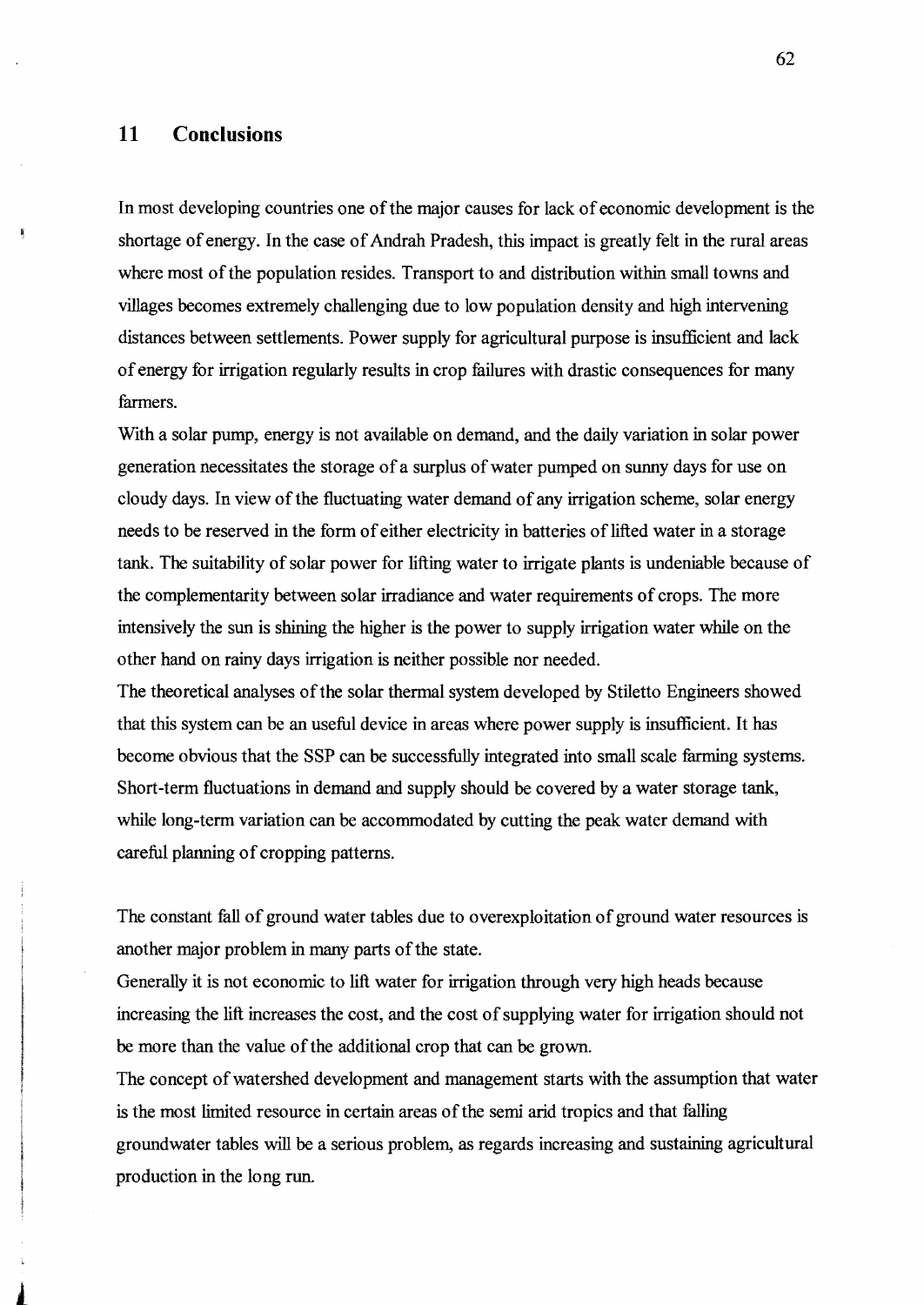## 11 Conclusions

In most developing countries one of the major causes for lack of economic development is the shortage of energy. In the case of Andrah Pradesh, this impact is greatly felt in the rural areas where most of the population resides. Transport to and distribution within small towns and villages becomes extremely challenging due to low population density and high intervening distances between settlements. Power supply for agricultural purpose is insufficient and lack of energy for irrigation regularly results in crop failures with drastic consequences for many farmers.

With a solar pump, energy is not available on demand, and the daily variation in solar power generation necessitates the storage of a surplus of water pumped on sunny days for use on cloudy days. In view of the fluctuating water demand of any irrigation scheme, solar energy needs to be reserved in the form of either electricity in batteries of lifted water in a storage tank. The suitability of solar power for lifting water to irrigate plants is undeniable because of the complementarity between solar irradiance and water requirements of crops. The more intensively the sun is shining the higher is the power to supply irrigation water while on the other hand on rainy days irrigation is neither possible nor needed.

The theoretical analyses of the solar thermal system developed by Stiletto Engineers showed that this system can be an useful device in areas where power supply is insufficient. It has become obvious that the SSP can be successfully integrated into small scale farming systems. Short-term fluctuations in demand and supply should be covered by a water storage tank, while long-term variation can be accommodated by cutting the peak water demand with careful planning of cropping patterns.

The constant fall of ground water tables due to overexploitation of ground water resources is another major problem in many parts of the state.

Generally it is not economic to lift water for irrigation through very high heads because increasing the lift increases the cost, and the cost of supplying water for irrigation should not be more than the value of the additional crop that can be grown.

The concept of watershed development and management starts with the assumption that water is the most limited resource in certain areas of the semi arid tropics and that falling groundwater tables will be a serious problem, as regards increasing and sustaining agricultural production in the long run.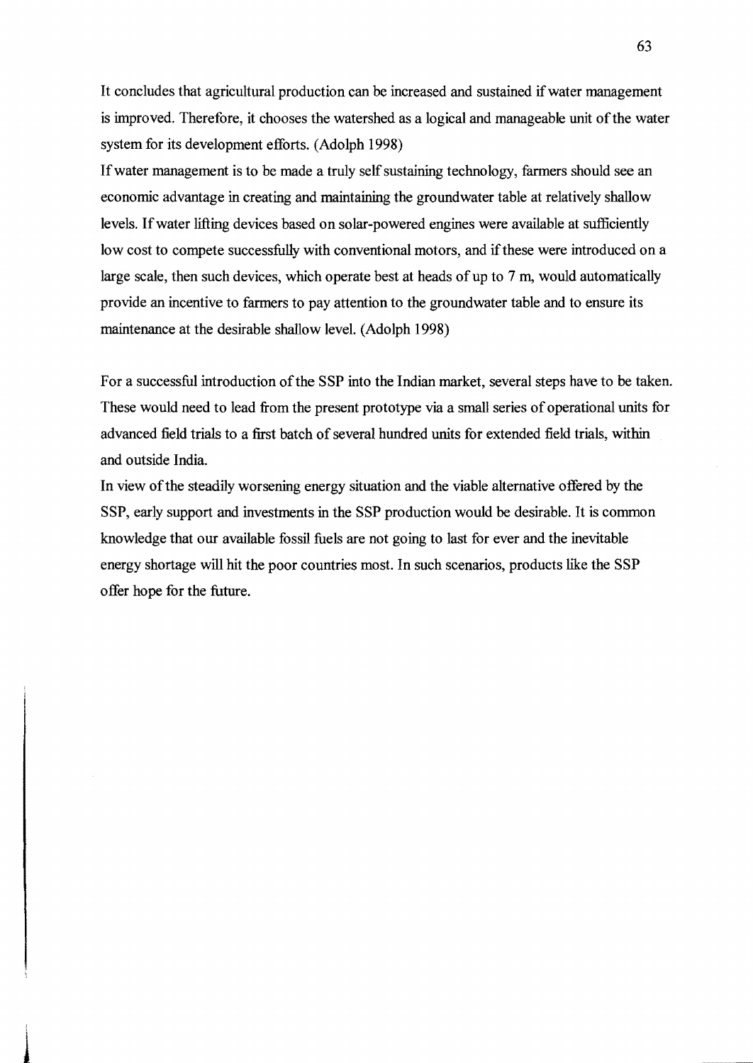It concludes that agricultural production can be increased and sustained if water management is improved. Therefore, it chooses the watershed as a logical and manageable unit of the water system for its development efforts. (Adolph 1998)

If water management is to be made a truly self sustaining technology, farmers should see an economic advantage in creating and maintaining the groundwater table at relatively shallow levels. If water lifting devices based on solar-powered engines were available at sufficiently low cost to compete successfully with conventional motors, and if these were introduced on a large scale, then such devices, which operate best at heads of up to 7 m, would automatically provide an incentive to farmers to pay attention to the groundwater table and to ensure its maintenance at the desirable shallow level. (Adolph 1998)

For a successful introduction of the SSP into the Indian market, several steps have to be taken. These would need to lead from the present prototype via a small series of operational units for advanced field trials to a first batch of several hundred units for extended field trials, within and outside India.

In view of the steadily worsening energy situation and the viable alternative offered by the SSP, early support and investments in the SSP production would be desirable. It is common knowledge that our available fossil fuels are not going to last for ever and the inevitable energy shortage will hit the poor countries most. In such scenarios, products like the SSP offer hope for the future.